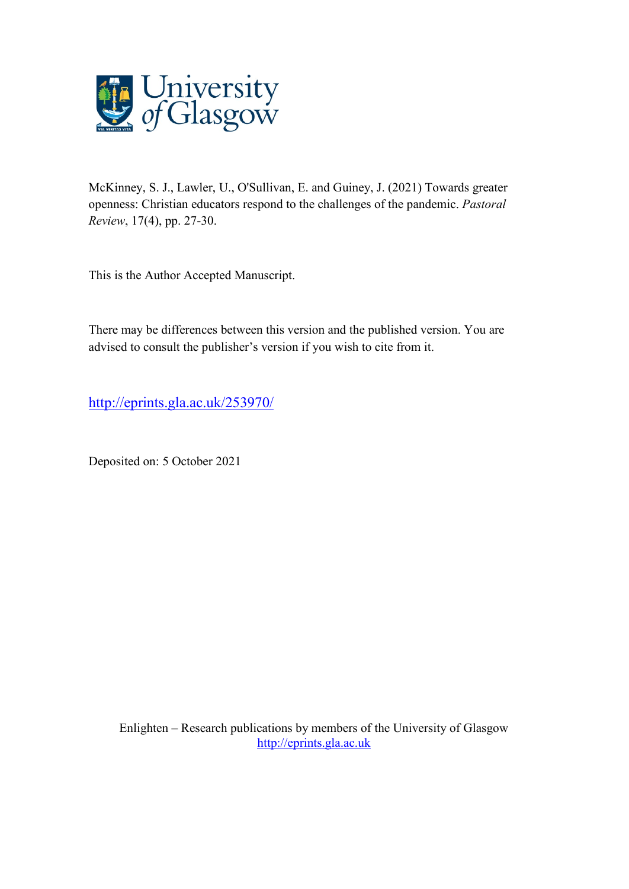McKinney, S. J., Lawler, U., O'Sullivan, E. and Guiney, J. (2021) Towards greater openness: Christian educators respond to the challenges of the pandemic. *Pastoral Review*, 17(4), pp. 27-30.

This is the Author Accepted Manuscript.

There may be differences between this version and the published version. You are advised to consult the publisher's version if you wish to cite from it.

http://eprints.gla.ac.uk/253970/

Deposited on: 5 October 2021

Enlighten – Research publications by members of the University of Glasgow
http://eprints.gla.ac.uk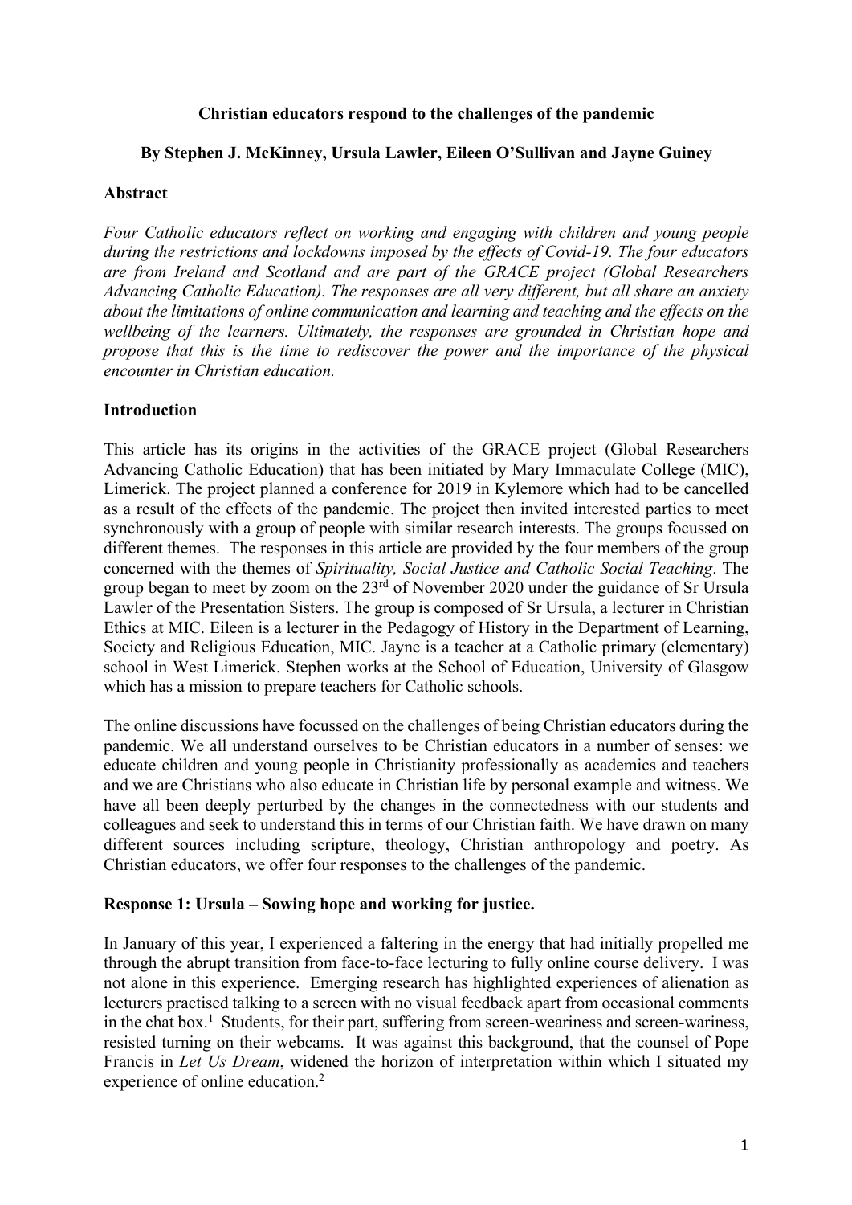**Christian educators respond to the challenges of the pandemic**

**By Stephen J. McKinney, Ursula Lawler, Eileen O'Sullivan and Jayne Guiney**

**Abstract**

*Four Catholic educators reflect on working and engaging with children and young people during the restrictions and lockdowns imposed by the effects of Covid-19. The four educators are from Ireland and Scotland and are part of the GRACE project (Global Researchers Advancing Catholic Education). The responses are all very different, but all share an anxiety about the limitations of online communication and learning and teaching and the effects on the wellbeing of the learners. Ultimately, the responses are grounded in Christian hope and propose that this is the time to rediscover the power and the importance of the physical encounter in Christian education.*

**Introduction**

This article has its origins in the activities of the GRACE project (Global Researchers Advancing Catholic Education) that has been initiated by Mary Immaculate College (MIC), Limerick. The project planned a conference for 2019 in Kylemore which had to be cancelled as a result of the effects of the pandemic. The project then invited interested parties to meet synchronously with a group of people with similar research interests. The groups focussed on different themes. The responses in this article are provided by the four members of the group concerned with the themes of *Spirituality, Social Justice and Catholic Social Teaching*. The group began to meet by zoom on the 23rd of November 2020 under the guidance of Sr Ursula Lawler of the Presentation Sisters. The group is composed of Sr Ursula, a lecturer in Christian Ethics at MIC. Eileen is a lecturer in the Pedagogy of History in the Department of Learning, Society and Religious Education, MIC. Jayne is a teacher at a Catholic primary (elementary) school in West Limerick. Stephen works at the School of Education, University of Glasgow which has a mission to prepare teachers for Catholic schools.

The online discussions have focussed on the challenges of being Christian educators during the pandemic. We all understand ourselves to be Christian educators in a number of senses: we educate children and young people in Christianity professionally as academics and teachers and we are Christians who also educate in Christian life by personal example and witness. We have all been deeply perturbed by the changes in the connectedness with our students and colleagues and seek to understand this in terms of our Christian faith. We have drawn on many different sources including scripture, theology, Christian anthropology and poetry. As Christian educators, we offer four responses to the challenges of the pandemic.

**Response 1: Ursula – Sowing hope and working for justice.**

In January of this year, I experienced a faltering in the energy that had initially propelled me through the abrupt transition from face-to-face lecturing to fully online course delivery. I was not alone in this experience. Emerging research has highlighted experiences of alienation as lecturers practised talking to a screen with no visual feedback apart from occasional comments in the chat box.[1] Students, for their part, suffering from screen-weariness and screen-wariness, resisted turning on their webcams. It was against this background, that the counsel of Pope Francis in *Let Us Dream*, widened the horizon of interpretation within which I situated my experience of online education.[2]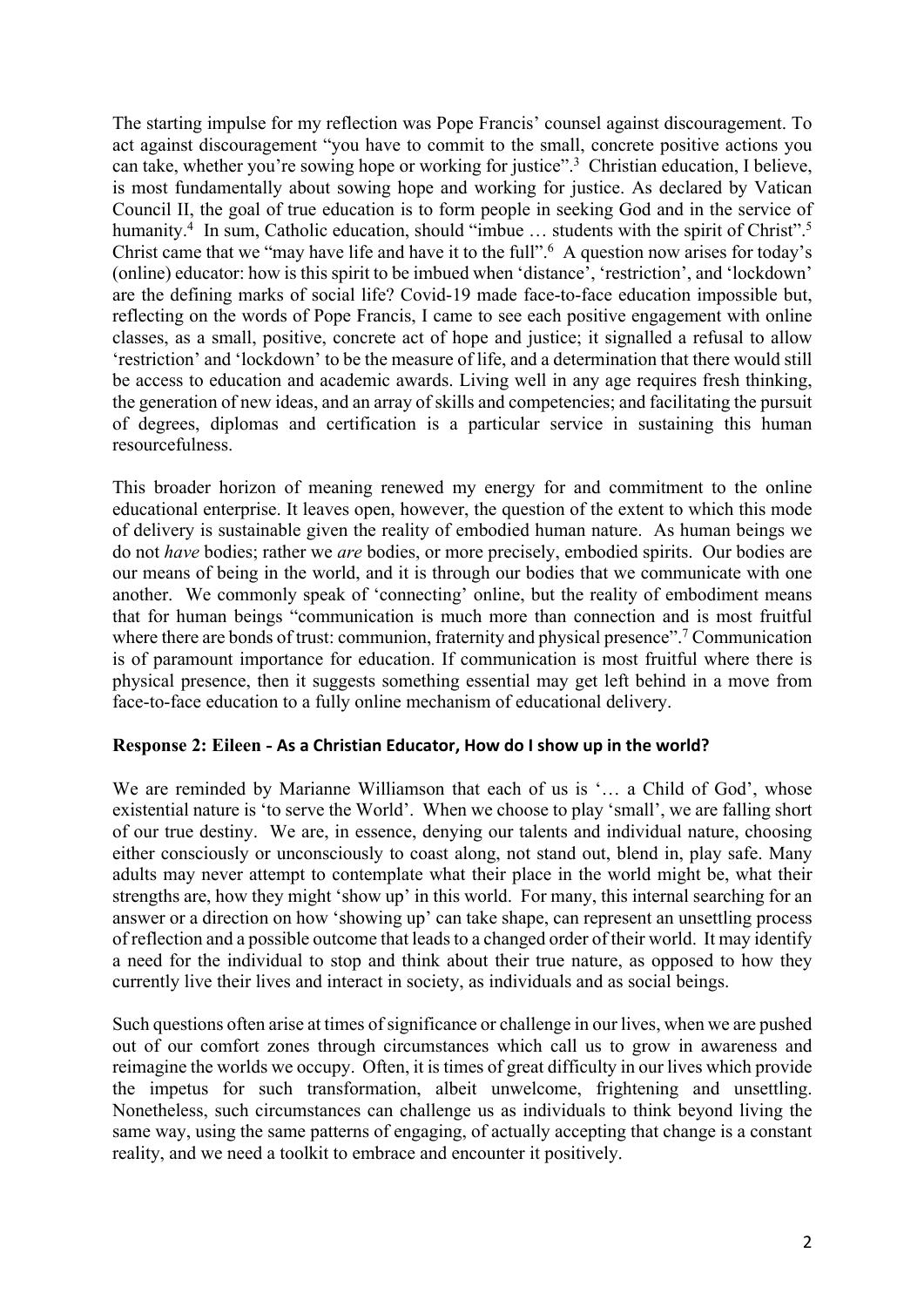The starting impulse for my reflection was Pope Francis' counsel against discouragement. To act against discouragement "you have to commit to the small, concrete positive actions you can take, whether you're sowing hope or working for justice".[3] Christian education, I believe, is most fundamentally about sowing hope and working for justice. As declared by Vatican Council II, the goal of true education is to form people in seeking God and in the service of humanity.[4] In sum, Catholic education, should "imbue … students with the spirit of Christ".[5] Christ came that we "may have life and have it to the full".[6] A question now arises for today's (online) educator: how is this spirit to be imbued when 'distance', 'restriction', and 'lockdown' are the defining marks of social life? Covid-19 made face-to-face education impossible but, reflecting on the words of Pope Francis, I came to see each positive engagement with online classes, as a small, positive, concrete act of hope and justice; it signalled a refusal to allow 'restriction' and 'lockdown' to be the measure of life, and a determination that there would still be access to education and academic awards. Living well in any age requires fresh thinking, the generation of new ideas, and an array of skills and competencies; and facilitating the pursuit of degrees, diplomas and certification is a particular service in sustaining this human resourcefulness.

This broader horizon of meaning renewed my energy for and commitment to the online educational enterprise. It leaves open, however, the question of the extent to which this mode of delivery is sustainable given the reality of embodied human nature. As human beings we do not *have* bodies; rather we *are* bodies, or more precisely, embodied spirits. Our bodies are our means of being in the world, and it is through our bodies that we communicate with one another. We commonly speak of 'connecting' online, but the reality of embodiment means that for human beings "communication is much more than connection and is most fruitful where there are bonds of trust: communion, fraternity and physical presence".[7] Communication is of paramount importance for education. If communication is most fruitful where there is physical presence, then it suggests something essential may get left behind in a move from face-to-face education to a fully online mechanism of educational delivery.

### Response 2: Eileen - As a Christian Educator, How do I show up in the world?

We are reminded by Marianne Williamson that each of us is '… a Child of God', whose existential nature is 'to serve the World'. When we choose to play 'small', we are falling short of our true destiny. We are, in essence, denying our talents and individual nature, choosing either consciously or unconsciously to coast along, not stand out, blend in, play safe. Many adults may never attempt to contemplate what their place in the world might be, what their strengths are, how they might 'show up' in this world. For many, this internal searching for an answer or a direction on how 'showing up' can take shape, can represent an unsettling process of reflection and a possible outcome that leads to a changed order of their world. It may identify a need for the individual to stop and think about their true nature, as opposed to how they currently live their lives and interact in society, as individuals and as social beings.

Such questions often arise at times of significance or challenge in our lives, when we are pushed out of our comfort zones through circumstances which call us to grow in awareness and reimagine the worlds we occupy. Often, it is times of great difficulty in our lives which provide the impetus for such transformation, albeit unwelcome, frightening and unsettling. Nonetheless, such circumstances can challenge us as individuals to think beyond living the same way, using the same patterns of engaging, of actually accepting that change is a constant reality, and we need a toolkit to embrace and encounter it positively.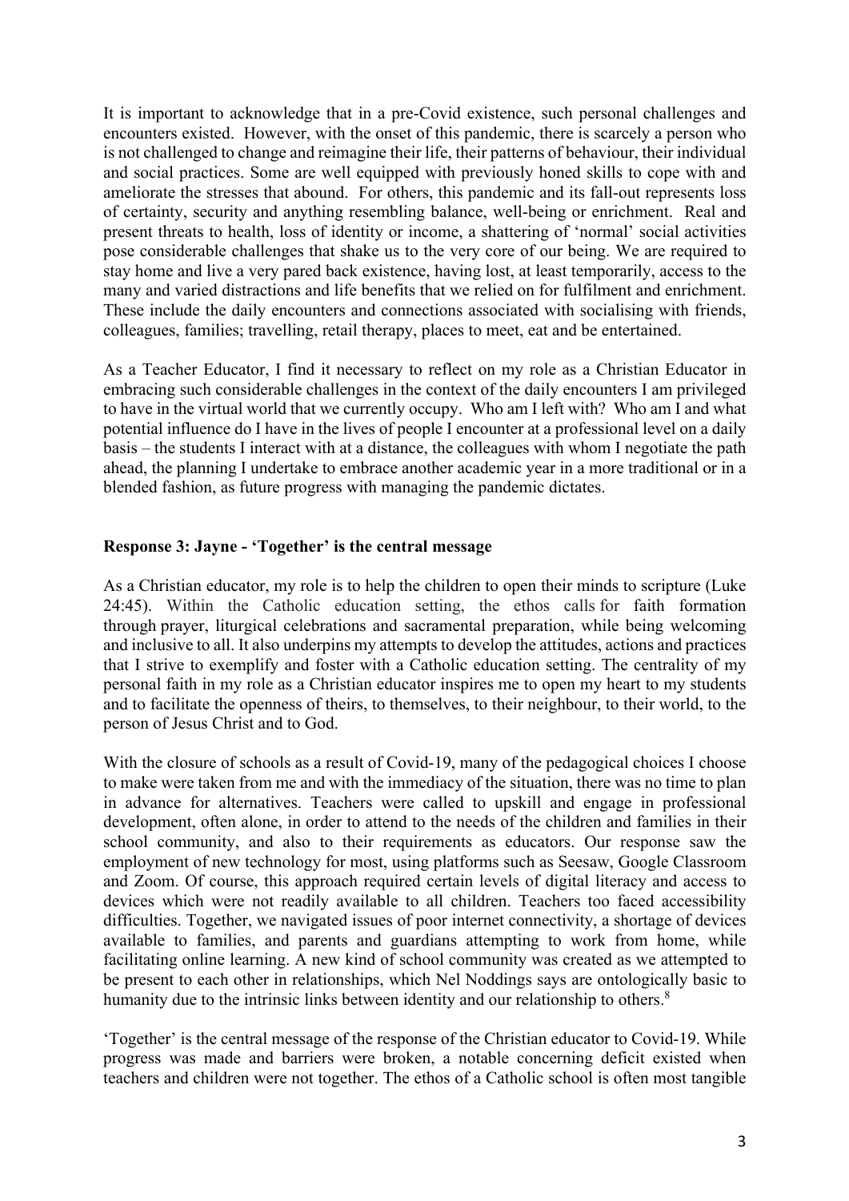It is important to acknowledge that in a pre-Covid existence, such personal challenges and encounters existed. However, with the onset of this pandemic, there is scarcely a person who is not challenged to change and reimagine their life, their patterns of behaviour, their individual and social practices. Some are well equipped with previously honed skills to cope with and ameliorate the stresses that abound. For others, this pandemic and its fall-out represents loss of certainty, security and anything resembling balance, well-being or enrichment. Real and present threats to health, loss of identity or income, a shattering of 'normal' social activities pose considerable challenges that shake us to the very core of our being. We are required to stay home and live a very pared back existence, having lost, at least temporarily, access to the many and varied distractions and life benefits that we relied on for fulfilment and enrichment. These include the daily encounters and connections associated with socialising with friends, colleagues, families; travelling, retail therapy, places to meet, eat and be entertained.

As a Teacher Educator, I find it necessary to reflect on my role as a Christian Educator in embracing such considerable challenges in the context of the daily encounters I am privileged to have in the virtual world that we currently occupy. Who am I left with? Who am I and what potential influence do I have in the lives of people I encounter at a professional level on a daily basis – the students I interact with at a distance, the colleagues with whom I negotiate the path ahead, the planning I undertake to embrace another academic year in a more traditional or in a blended fashion, as future progress with managing the pandemic dictates.

## Response 3: Jayne - 'Together' is the central message

As a Christian educator, my role is to help the children to open their minds to scripture (Luke 24:45). Within the Catholic education setting, the ethos calls for faith formation through prayer, liturgical celebrations and sacramental preparation, while being welcoming and inclusive to all. It also underpins my attempts to develop the attitudes, actions and practices that I strive to exemplify and foster with a Catholic education setting. The centrality of my personal faith in my role as a Christian educator inspires me to open my heart to my students and to facilitate the openness of theirs, to themselves, to their neighbour, to their world, to the person of Jesus Christ and to God.

With the closure of schools as a result of Covid-19, many of the pedagogical choices I choose to make were taken from me and with the immediacy of the situation, there was no time to plan in advance for alternatives. Teachers were called to upskill and engage in professional development, often alone, in order to attend to the needs of the children and families in their school community, and also to their requirements as educators. Our response saw the employment of new technology for most, using platforms such as Seesaw, Google Classroom and Zoom. Of course, this approach required certain levels of digital literacy and access to devices which were not readily available to all children. Teachers too faced accessibility difficulties. Together, we navigated issues of poor internet connectivity, a shortage of devices available to families, and parents and guardians attempting to work from home, while facilitating online learning. A new kind of school community was created as we attempted to be present to each other in relationships, which Nel Noddings says are ontologically basic to humanity due to the intrinsic links between identity and our relationship to others.[8]

'Together' is the central message of the response of the Christian educator to Covid-19. While progress was made and barriers were broken, a notable concerning deficit existed when teachers and children were not together. The ethos of a Catholic school is often most tangible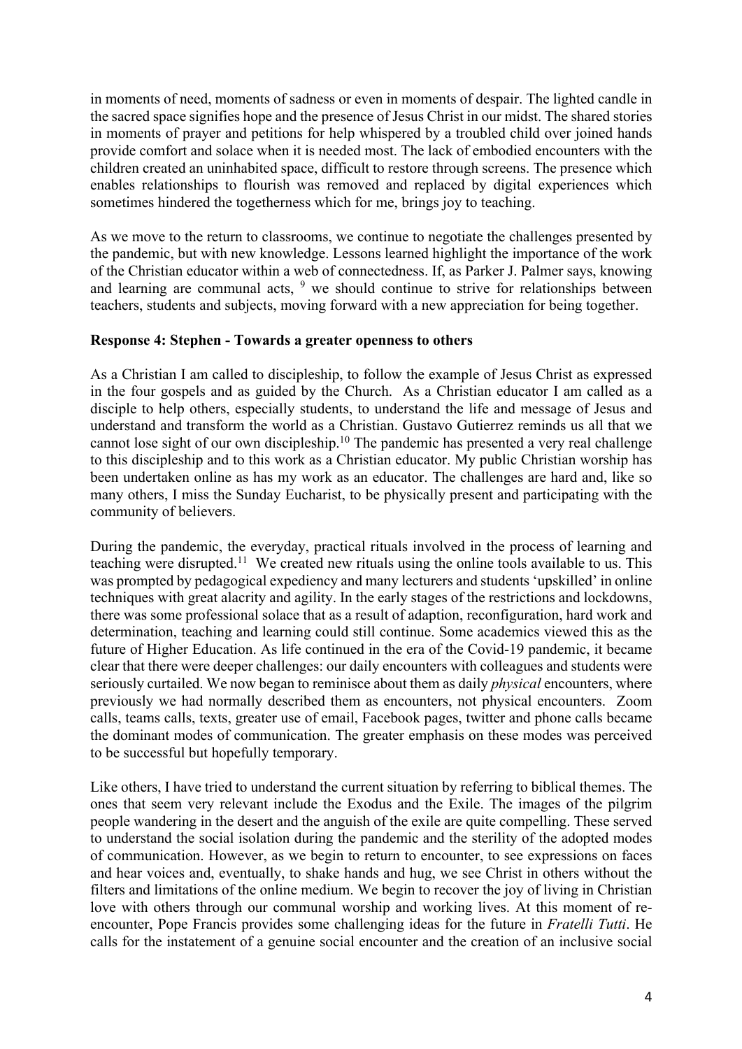in moments of need, moments of sadness or even in moments of despair. The lighted candle in the sacred space signifies hope and the presence of Jesus Christ in our midst. The shared stories in moments of prayer and petitions for help whispered by a troubled child over joined hands provide comfort and solace when it is needed most. The lack of embodied encounters with the children created an uninhabited space, difficult to restore through screens. The presence which enables relationships to flourish was removed and replaced by digital experiences which sometimes hindered the togetherness which for me, brings joy to teaching.

As we move to the return to classrooms, we continue to negotiate the challenges presented by the pandemic, but with new knowledge. Lessons learned highlight the importance of the work of the Christian educator within a web of connectedness. If, as Parker J. Palmer says, knowing and learning are communal acts, [9] we should continue to strive for relationships between teachers, students and subjects, moving forward with a new appreciation for being together.

**Response 4: Stephen - Towards a greater openness to others**

As a Christian I am called to discipleship, to follow the example of Jesus Christ as expressed in the four gospels and as guided by the Church. As a Christian educator I am called as a disciple to help others, especially students, to understand the life and message of Jesus and understand and transform the world as a Christian. Gustavo Gutierrez reminds us all that we cannot lose sight of our own discipleship.[10] The pandemic has presented a very real challenge to this discipleship and to this work as a Christian educator. My public Christian worship has been undertaken online as has my work as an educator. The challenges are hard and, like so many others, I miss the Sunday Eucharist, to be physically present and participating with the community of believers.

During the pandemic, the everyday, practical rituals involved in the process of learning and teaching were disrupted.[11] We created new rituals using the online tools available to us. This was prompted by pedagogical expediency and many lecturers and students 'upskilled' in online techniques with great alacrity and agility. In the early stages of the restrictions and lockdowns, there was some professional solace that as a result of adaption, reconfiguration, hard work and determination, teaching and learning could still continue. Some academics viewed this as the future of Higher Education. As life continued in the era of the Covid-19 pandemic, it became clear that there were deeper challenges: our daily encounters with colleagues and students were seriously curtailed. We now began to reminisce about them as daily *physical* encounters, where previously we had normally described them as encounters, not physical encounters. Zoom calls, teams calls, texts, greater use of email, Facebook pages, twitter and phone calls became the dominant modes of communication. The greater emphasis on these modes was perceived to be successful but hopefully temporary.

Like others, I have tried to understand the current situation by referring to biblical themes. The ones that seem very relevant include the Exodus and the Exile. The images of the pilgrim people wandering in the desert and the anguish of the exile are quite compelling. These served to understand the social isolation during the pandemic and the sterility of the adopted modes of communication. However, as we begin to return to encounter, to see expressions on faces and hear voices and, eventually, to shake hands and hug, we see Christ in others without the filters and limitations of the online medium. We begin to recover the joy of living in Christian love with others through our communal worship and working lives. At this moment of re-encounter, Pope Francis provides some challenging ideas for the future in *Fratelli Tutti*. He calls for the instatement of a genuine social encounter and the creation of an inclusive social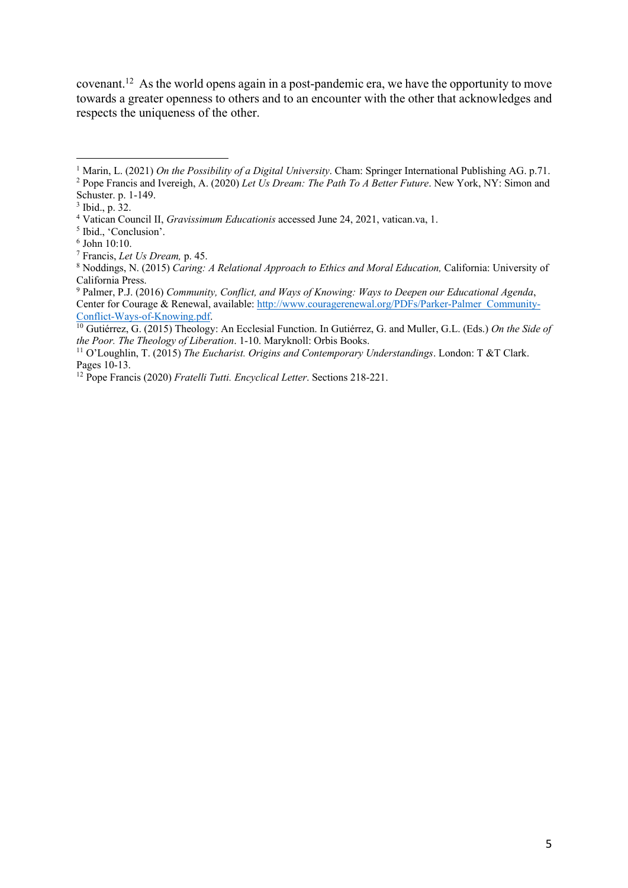covenant.[12] As the world opens again in a post-pandemic era, we have the opportunity to move towards a greater openness to others and to an encounter with the other that acknowledges and respects the uniqueness of the other.

---

[1] Marin, L. (2021) *On the Possibility of a Digital University*. Cham: Springer International Publishing AG. p.71.

[2] Pope Francis and Ivereigh, A. (2020) *Let Us Dream: The Path To A Better Future*. New York, NY: Simon and Schuster. p. 1-149.

[3] Ibid., p. 32.

[4] Vatican Council II, *Gravissimum Educationis* accessed June 24, 2021, vatican.va, 1.

[5] Ibid., 'Conclusion'.

[6] John 10:10.

[7] Francis, *Let Us Dream,* p. 45.

[8] Noddings, N. (2015) *Caring: A Relational Approach to Ethics and Moral Education,* California: University of California Press.

[9] Palmer, P.J. (2016) *Community, Conflict, and Ways of Knowing: Ways to Deepen our Educational Agenda*, Center for Courage & Renewal, available: http://www.couragerenewal.org/PDFs/Parker-Palmer_Community-Conflict-Ways-of-Knowing.pdf.

[10] Gutiérrez, G. (2015) Theology: An Ecclesial Function. In Gutiérrez, G. and Muller, G.L. (Eds.) *On the Side of the Poor. The Theology of Liberation*. 1-10. Maryknoll: Orbis Books.

[11] O'Loughlin, T. (2015) *The Eucharist. Origins and Contemporary Understandings*. London: T &T Clark. Pages 10-13.

[12] Pope Francis (2020) *Fratelli Tutti. Encyclical Letter*. Sections 218-221.